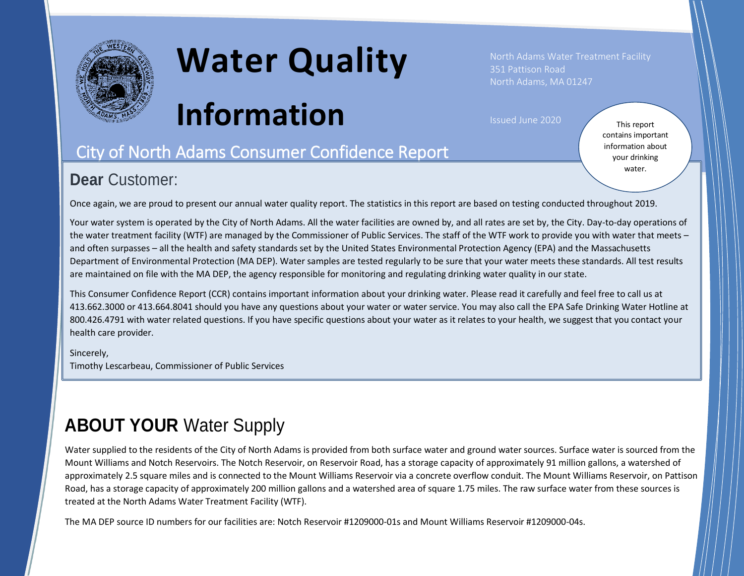# Water Quality Information

North Adams Water Treatment Facility
351 Pattison Road
North Adams, MA 01247

Issued June 2020

This report contains important information about your drinking water.

## City of North Adams Consumer Confidence Report

### **Dear** Customer:

Once again, we are proud to present our annual water quality report. The statistics in this report are based on testing conducted throughout 2019.

Your water system is operated by the City of North Adams. All the water facilities are owned by, and all rates are set by, the City. Day-to-day operations of the water treatment facility (WTF) are managed by the Commissioner of Public Services. The staff of the WTF work to provide you with water that meets – and often surpasses – all the health and safety standards set by the United States Environmental Protection Agency (EPA) and the Massachusetts Department of Environmental Protection (MA DEP). Water samples are tested regularly to be sure that your water meets these standards. All test results are maintained on file with the MA DEP, the agency responsible for monitoring and regulating drinking water quality in our state.

This Consumer Confidence Report (CCR) contains important information about your drinking water. Please read it carefully and feel free to call us at 413.662.3000 or 413.664.8041 should you have any questions about your water or water service. You may also call the EPA Safe Drinking Water Hotline at 800.426.4791 with water related questions. If you have specific questions about your water as it relates to your health, we suggest that you contact your health care provider.

Sincerely,
Timothy Lescarbeau, Commissioner of Public Services

## **ABOUT YOUR** Water Supply

Water supplied to the residents of the City of North Adams is provided from both surface water and ground water sources. Surface water is sourced from the Mount Williams and Notch Reservoirs. The Notch Reservoir, on Reservoir Road, has a storage capacity of approximately 91 million gallons, a watershed of approximately 2.5 square miles and is connected to the Mount Williams Reservoir via a concrete overflow conduit. The Mount Williams Reservoir, on Pattison Road, has a storage capacity of approximately 200 million gallons and a watershed area of square 1.75 miles. The raw surface water from these sources is treated at the North Adams Water Treatment Facility (WTF).

The MA DEP source ID numbers for our facilities are: Notch Reservoir #1209000-01s and Mount Williams Reservoir #1209000-04s.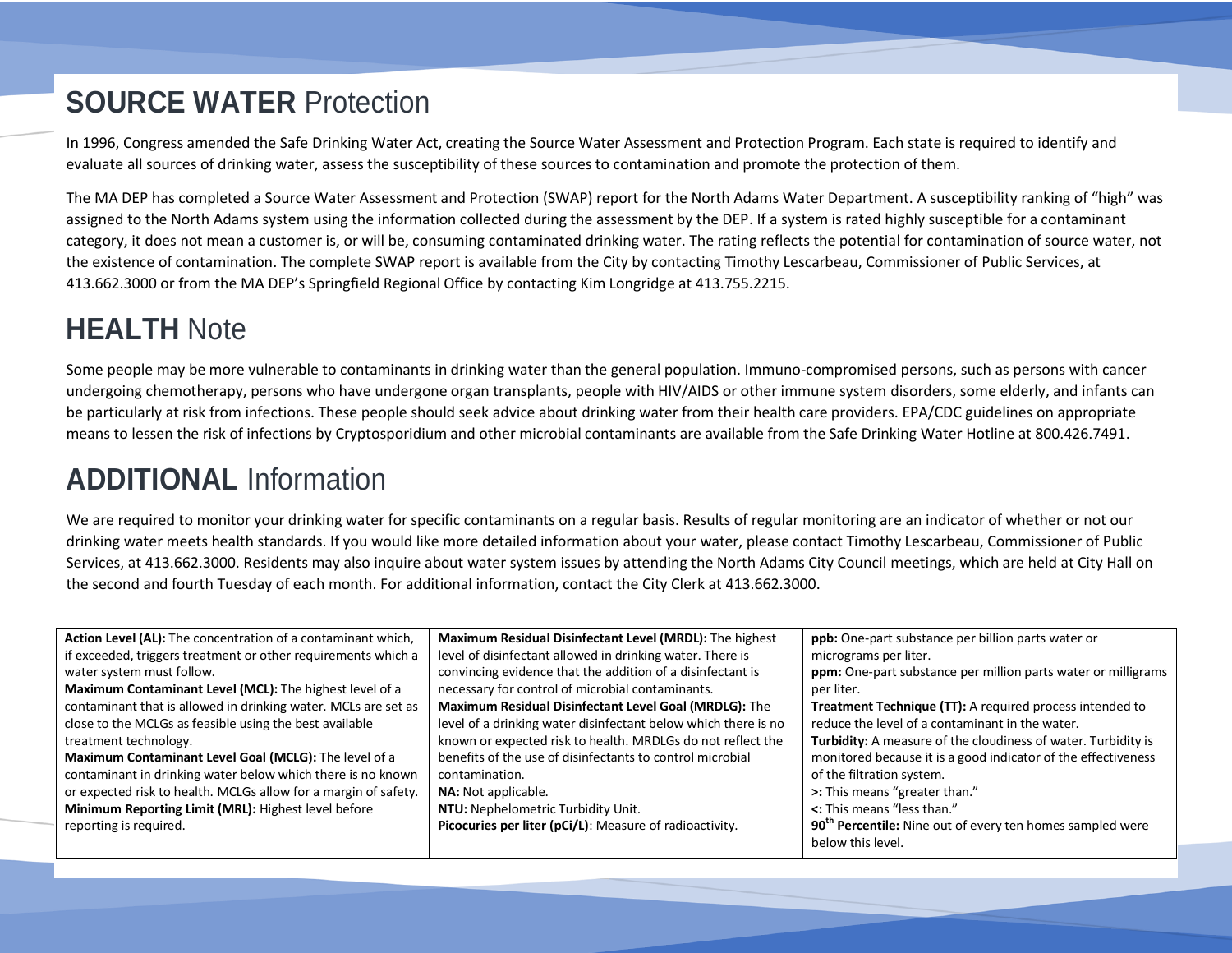## **SOURCE WATER** Protection

In 1996, Congress amended the Safe Drinking Water Act, creating the Source Water Assessment and Protection Program. Each state is required to identify and evaluate all sources of drinking water, assess the susceptibility of these sources to contamination and promote the protection of them.

The MA DEP has completed a Source Water Assessment and Protection (SWAP) report for the North Adams Water Department. A susceptibility ranking of "high" was assigned to the North Adams system using the information collected during the assessment by the DEP. If a system is rated highly susceptible for a contaminant category, it does not mean a customer is, or will be, consuming contaminated drinking water. The rating reflects the potential for contamination of source water, not the existence of contamination. The complete SWAP report is available from the City by contacting Timothy Lescarbeau, Commissioner of Public Services, at 413.662.3000 or from the MA DEP's Springfield Regional Office by contacting Kim Longridge at 413.755.2215.

## **HEALTH** Note

Some people may be more vulnerable to contaminants in drinking water than the general population. Immuno-compromised persons, such as persons with cancer undergoing chemotherapy, persons who have undergone organ transplants, people with HIV/AIDS or other immune system disorders, some elderly, and infants can be particularly at risk from infections. These people should seek advice about drinking water from their health care providers. EPA/CDC guidelines on appropriate means to lessen the risk of infections by Cryptosporidium and other microbial contaminants are available from the Safe Drinking Water Hotline at 800.426.7491.

## **ADDITIONAL** Information

We are required to monitor your drinking water for specific contaminants on a regular basis. Results of regular monitoring are an indicator of whether or not our drinking water meets health standards. If you would like more detailed information about your water, please contact Timothy Lescarbeau, Commissioner of Public Services, at 413.662.3000. Residents may also inquire about water system issues by attending the North Adams City Council meetings, which are held at City Hall on the second and fourth Tuesday of each month. For additional information, contact the City Clerk at 413.662.3000.

**Action Level (AL):** The concentration of a contaminant which, if exceeded, triggers treatment or other requirements which a water system must follow.
**Maximum Contaminant Level (MCL):** The highest level of a contaminant that is allowed in drinking water. MCLs are set as close to the MCLGs as feasible using the best available treatment technology.
**Maximum Contaminant Level Goal (MCLG):** The level of a contaminant in drinking water below which there is no known or expected risk to health. MCLGs allow for a margin of safety.
**Minimum Reporting Limit (MRL):** Highest level before reporting is required.
**Maximum Residual Disinfectant Level (MRDL):** The highest level of disinfectant allowed in drinking water. There is convincing evidence that the addition of a disinfectant is necessary for control of microbial contaminants.
**Maximum Residual Disinfectant Level Goal (MRDLG):** The level of a drinking water disinfectant below which there is no known or expected risk to health. MRDLGs do not reflect the benefits of the use of disinfectants to control microbial contamination.
**NA:** Not applicable.
**NTU:** Nephelometric Turbidity Unit.
**Picocuries per liter (pCi/L)**: Measure of radioactivity.
**ppb:** One-part substance per billion parts water or micrograms per liter.
**ppm:** One-part substance per million parts water or milligrams per liter.
**Treatment Technique (TT):** A required process intended to reduce the level of a contaminant in the water.
**Turbidity:** A measure of the cloudiness of water. Turbidity is monitored because it is a good indicator of the effectiveness of the filtration system.
**>:** This means "greater than."
**<:** This means "less than."
**90th Percentile:** Nine out of every ten homes sampled were below this level.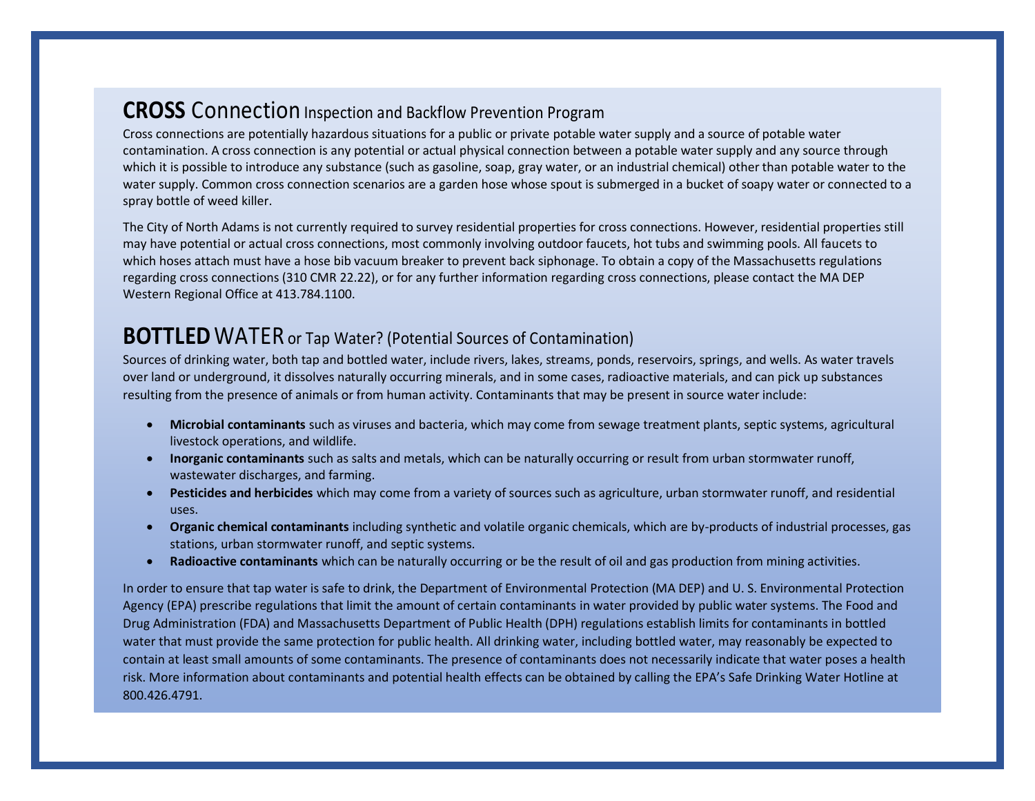## **CROSS** Connection Inspection and Backflow Prevention Program

Cross connections are potentially hazardous situations for a public or private potable water supply and a source of potable water contamination. A cross connection is any potential or actual physical connection between a potable water supply and any source through which it is possible to introduce any substance (such as gasoline, soap, gray water, or an industrial chemical) other than potable water to the water supply. Common cross connection scenarios are a garden hose whose spout is submerged in a bucket of soapy water or connected to a spray bottle of weed killer.

The City of North Adams is not currently required to survey residential properties for cross connections. However, residential properties still may have potential or actual cross connections, most commonly involving outdoor faucets, hot tubs and swimming pools. All faucets to which hoses attach must have a hose bib vacuum breaker to prevent back siphonage. To obtain a copy of the Massachusetts regulations regarding cross connections (310 CMR 22.22), or for any further information regarding cross connections, please contact the MA DEP Western Regional Office at 413.784.1100.

## **BOTTLED** WATER or Tap Water? (Potential Sources of Contamination)

Sources of drinking water, both tap and bottled water, include rivers, lakes, streams, ponds, reservoirs, springs, and wells. As water travels over land or underground, it dissolves naturally occurring minerals, and in some cases, radioactive materials, and can pick up substances resulting from the presence of animals or from human activity. Contaminants that may be present in source water include:

- **Microbial contaminants** such as viruses and bacteria, which may come from sewage treatment plants, septic systems, agricultural livestock operations, and wildlife.
- **Inorganic contaminants** such as salts and metals, which can be naturally occurring or result from urban stormwater runoff, wastewater discharges, and farming.
- **Pesticides and herbicides** which may come from a variety of sources such as agriculture, urban stormwater runoff, and residential uses.
- **Organic chemical contaminants** including synthetic and volatile organic chemicals, which are by-products of industrial processes, gas stations, urban stormwater runoff, and septic systems.
- **Radioactive contaminants** which can be naturally occurring or be the result of oil and gas production from mining activities.

In order to ensure that tap water is safe to drink, the Department of Environmental Protection (MA DEP) and U. S. Environmental Protection Agency (EPA) prescribe regulations that limit the amount of certain contaminants in water provided by public water systems. The Food and Drug Administration (FDA) and Massachusetts Department of Public Health (DPH) regulations establish limits for contaminants in bottled water that must provide the same protection for public health. All drinking water, including bottled water, may reasonably be expected to contain at least small amounts of some contaminants. The presence of contaminants does not necessarily indicate that water poses a health risk. More information about contaminants and potential health effects can be obtained by calling the EPA's Safe Drinking Water Hotline at 800.426.4791.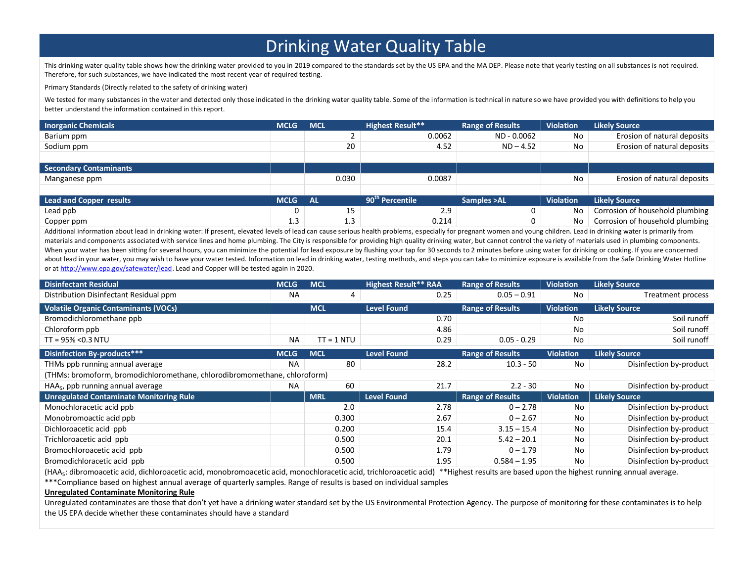# Drinking Water Quality Table

This drinking water quality table shows how the drinking water provided to you in 2019 compared to the standards set by the US EPA and the MA DEP. Please note that yearly testing on all substances is not required. Therefore, for such substances, we have indicated the most recent year of required testing.

Primary Standards (Directly related to the safety of drinking water)

We tested for many substances in the water and detected only those indicated in the drinking water quality table. Some of the information is technical in nature so we have provided you with definitions to help you better understand the information contained in this report.

| Inorganic Chemicals | MCLG | MCL | Highest Result** | Range of Results | Violation | Likely Source |
|---|---|---|---|---|---|---|
| Barium ppm | | 2 | 0.0062 | ND - 0.0062 | No | Erosion of natural deposits |
| Sodium ppm | | 20 | 4.52 | ND – 4.52 | No | Erosion of natural deposits |
| | | | | | | |
| **Secondary Contaminants** | | | | | | |
| Manganese ppm | | 0.030 | 0.0087 | | No | Erosion of natural deposits |

| Lead and Copper results | MCLG | AL | 90th Percentile | Samples >AL | Violation | Likely Source |
|---|---|---|---|---|---|---|
| Lead ppb | 0 | 15 | 2.9 | 0 | No | Corrosion of household plumbing |
| Copper ppm | 1.3 | 1.3 | 0.214 | 0 | No | Corrosion of household plumbing |

Additional information about lead in drinking water: If present, elevated levels of lead can cause serious health problems, especially for pregnant women and young children. Lead in drinking water is primarily from materials and components associated with service lines and home plumbing. The City is responsible for providing high quality drinking water, but cannot control the variety of materials used in plumbing components. When your water has been sitting for several hours, you can minimize the potential for lead exposure by flushing your tap for 30 seconds to 2 minutes before using water for drinking or cooking. If you are concerned about lead in your water, you may wish to have your water tested. Information on lead in drinking water, testing methods, and steps you can take to minimize exposure is available from the Safe Drinking Water Hotline or at http://www.epa.gov/safewater/lead. Lead and Copper will be tested again in 2020.

| Disinfectant Residual | MCLG | MCL | Highest Result** RAA | Range of Results | Violation | Likely Source |
|---|---|---|---|---|---|---|
| Distribution Disinfectant Residual ppm | NA | 4 | 0.25 | 0.05 – 0.91 | No | Treatment process |
| **Volatile Organic Contaminants (VOCs)** | | **MCL** | **Level Found** | **Range of Results** | **Violation** | **Likely Source** |
| Bromodichloromethane ppb | | | 0.70 | | No | Soil runoff |
| Chloroform ppb | | | 4.86 | | No | Soil runoff |
| TT = 95% <0.3 NTU | NA | TT = 1 NTU | 0.29 | 0.05 - 0.29 | No | Soil runoff |
| **Disinfection By-products*** ** | **MCLG** | **MCL** | **Level Found** | **Range of Results** | **Violation** | **Likely Source** |
| THMs ppb running annual average | NA | 80 | 28.2 | 10.3 - 50 | No | Disinfection by-product |
| (THMs: bromoform, bromodichloromethane, chlorodibromomethane, chloroform) | | | | | | |
| $HAA_5$, ppb running annual average | NA | 60 | 21.7 | 2.2 - 30 | No | Disinfection by-product |
| **Unregulated Contaminate Monitoring Rule** | | **MRL** | **Level Found** | **Range of Results** | **Violation** | **Likely Source** |
| Monochloracetic acid ppb | | 2.0 | 2.78 | 0 – 2.78 | No | Disinfection by-product |
| Monobromoactic acid ppb | | 0.300 | 2.67 | 0 – 2.67 | No | Disinfection by-product |
| Dichloroacetic acid ppb | | 0.200 | 15.4 | 3.15 – 15.4 | No | Disinfection by-product |
| Trichloroacetic acid ppb | | 0.500 | 20.1 | 5.42 – 20.1 | No | Disinfection by-product |
| Bromochloroacetic acid ppb | | 0.500 | 1.79 | 0 – 1.79 | No | Disinfection by-product |
| Bromodichloracetic acid ppb | | 0.500 | 1.95 | 0.584 – 1.95 | No | Disinfection by-product |

($HAA_5$: dibromoacetic acid, dichloroacetic acid, monobromoacetic acid, monochloracetic acid, trichloroacetic acid) **Highest results are based upon the highest running annual average.

***Compliance based on highest annual average of quarterly samples. Range of results is based on individual samples

**Unregulated Contaminate Monitoring Rule**

Unregulated contaminates are those that don't yet have a drinking water standard set by the US Environmental Protection Agency. The purpose of monitoring for these contaminates is to help the US EPA decide whether these contaminates should have a standard